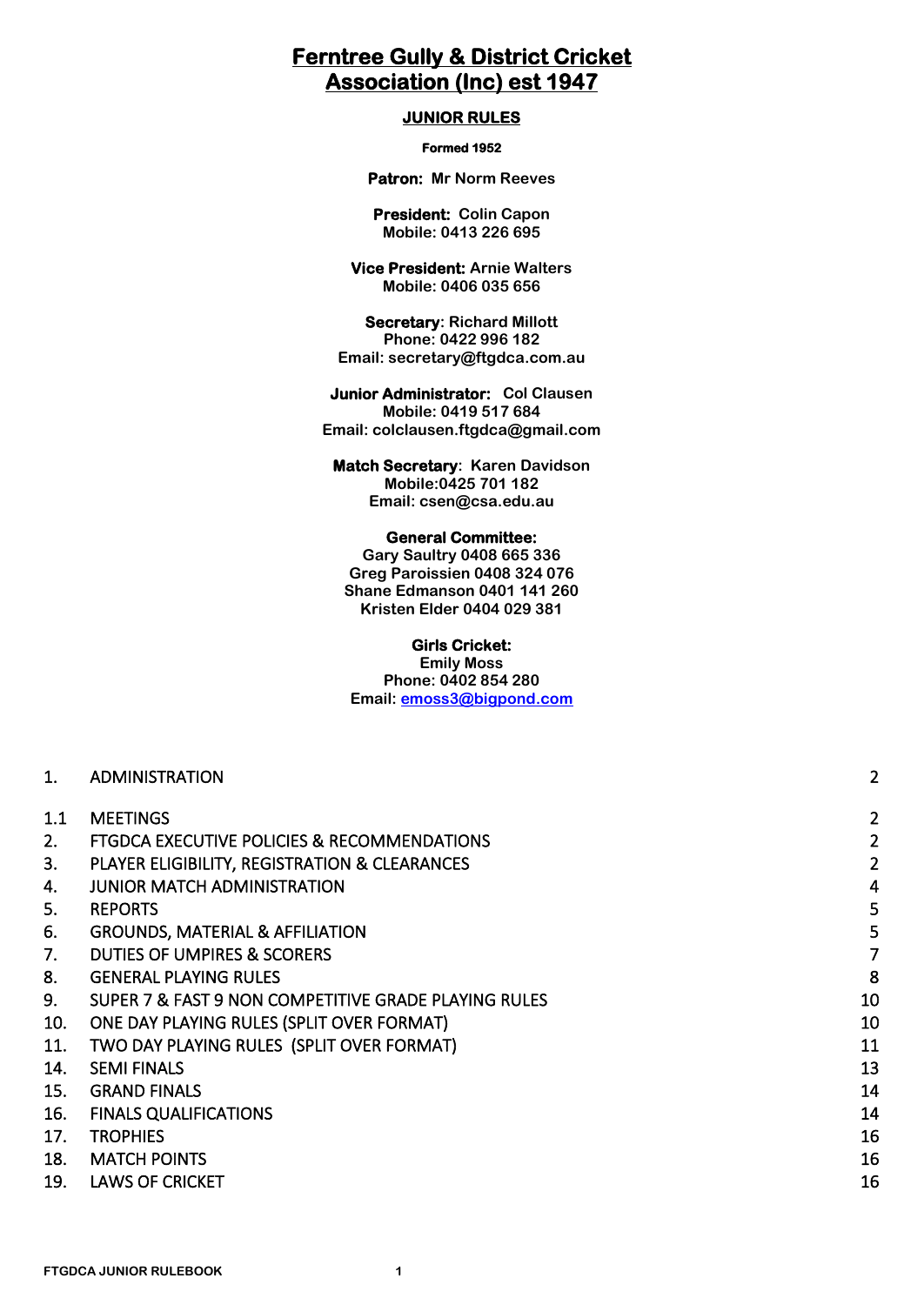# Ferntree Gully & District Cricket Association (Inc) est 1947

## JUNIOR RULES

**Formed 1952**

**Patron:** Mr Norm Reeves

**President:** Colin Capon
**Mobile: 0413 226 695**

**Vice President:** Arnie Walters
**Mobile: 0406 035 656**

**Secretary**: Richard Millott
**Phone: 0422 996 182**
**Email: secretary@ftgdca.com.au**

**Junior Administrator:** Col Clausen
**Mobile: 0419 517 684**
**Email: colclausen.ftgdca@gmail.com**

**Match Secretary**: Karen Davidson
**Mobile:0425 701 182**
**Email: csen@csa.edu.au**

**General Committee:**
**Gary Saultry 0408 665 336**
**Greg Paroissien 0408 324 076**
**Shane Edmanson 0401 141 260**
**Kristen Elder 0404 029 381**

**Girls Cricket:**
**Emily Moss**
**Phone: 0402 854 280**
**Email: emoss3@bigpond.com**

| | | |
|---|---|---|
| 1. | ADMINISTRATION | 2 |
| 1.1 | MEETINGS | 2 |
| 2. | FTGDCA EXECUTIVE POLICIES & RECOMMENDATIONS | 2 |
| 3. | PLAYER ELIGIBILITY, REGISTRATION & CLEARANCES | 2 |
| 4. | JUNIOR MATCH ADMINISTRATION | 4 |
| 5. | REPORTS | 5 |
| 6. | GROUNDS, MATERIAL & AFFILIATION | 5 |
| 7. | DUTIES OF UMPIRES & SCORERS | 7 |
| 8. | GENERAL PLAYING RULES | 8 |
| 9. | SUPER 7 & FAST 9 NON COMPETITIVE GRADE PLAYING RULES | 10 |
| 10. | ONE DAY PLAYING RULES (SPLIT OVER FORMAT) | 10 |
| 11. | TWO DAY PLAYING RULES (SPLIT OVER FORMAT) | 11 |
| 14. | SEMI FINALS | 13 |
| 15. | GRAND FINALS | 14 |
| 16. | FINALS QUALIFICATIONS | 14 |
| 17. | TROPHIES | 16 |
| 18. | MATCH POINTS | 16 |
| 19. | LAWS OF CRICKET | 16 |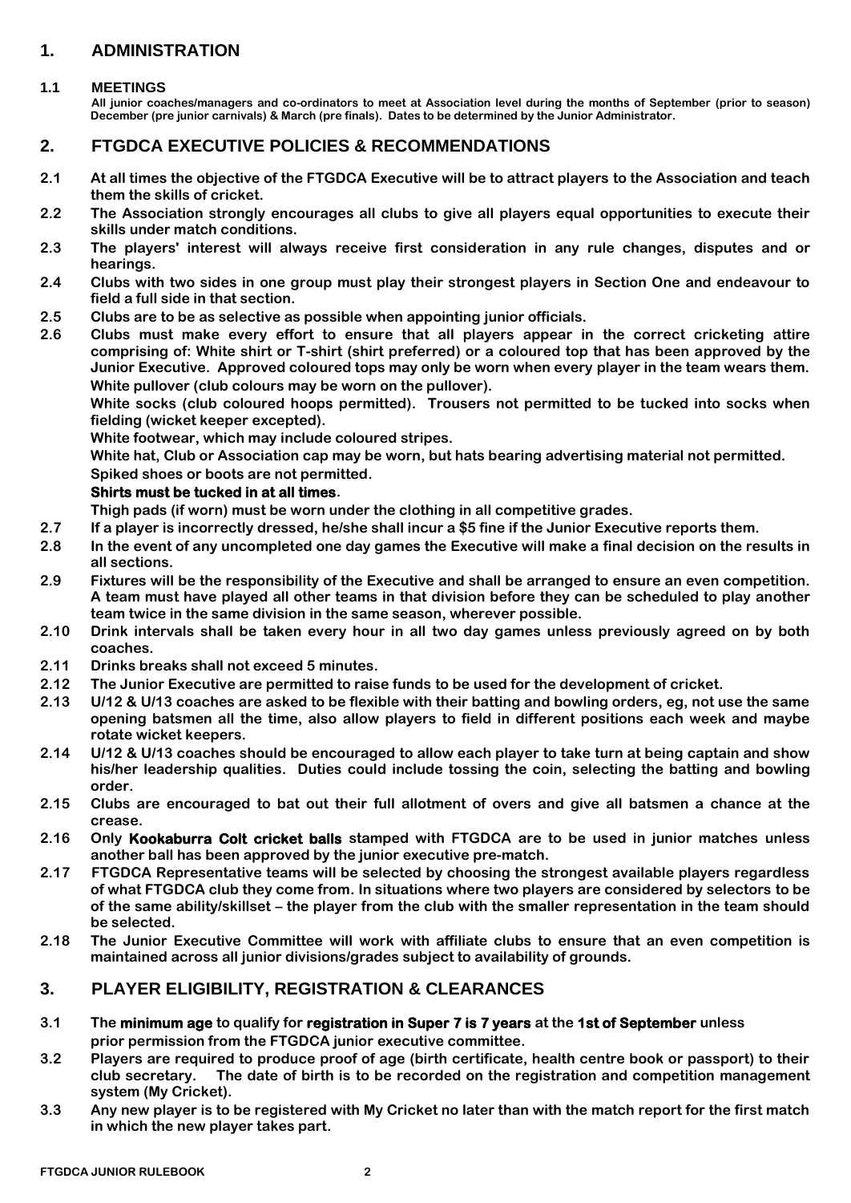## 1. ADMINISTRATION

### 1.1 MEETINGS

**All junior coaches/managers and co-ordinators to meet at Association level during the months of September (prior to season) December (pre junior carnivals) & March (pre finals). Dates to be determined by the Junior Administrator.**

## 2. FTGDCA EXECUTIVE POLICIES & RECOMMENDATIONS

**2.1** **At all times the objective of the FTGDCA Executive will be to attract players to the Association and teach them the skills of cricket.**

**2.2** **The Association strongly encourages all clubs to give all players equal opportunities to execute their skills under match conditions.**

**2.3** **The players' interest will always receive first consideration in any rule changes, disputes and or hearings.**

**2.4** **Clubs with two sides in one group must play their strongest players in Section One and endeavour to field a full side in that section.**

**2.5** **Clubs are to be as selective as possible when appointing junior officials.**

**2.6** **Clubs must make every effort to ensure that all players appear in the correct cricketing attire comprising of: White shirt or T-shirt (shirt preferred) or a coloured top that has been approved by the Junior Executive. Approved coloured tops may only be worn when every player in the team wears them. White pullover (club colours may be worn on the pullover).**

**White socks (club coloured hoops permitted). Trousers not permitted to be tucked into socks when fielding (wicket keeper excepted).**

**White footwear, which may include coloured stripes.**

**White hat, Club or Association cap may be worn, but hats bearing advertising material not permitted.**

**Spiked shoes or boots are not permitted.**

**Shirts must be tucked in at all times.**

**Thigh pads (if worn) must be worn under the clothing in all competitive grades.**

**2.7** **If a player is incorrectly dressed, he/she shall incur a $5 fine if the Junior Executive reports them.**

**2.8** **In the event of any uncompleted one day games the Executive will make a final decision on the results in all sections.**

**2.9** **Fixtures will be the responsibility of the Executive and shall be arranged to ensure an even competition. A team must have played all other teams in that division before they can be scheduled to play another team twice in the same division in the same season, wherever possible.**

**2.10** **Drink intervals shall be taken every hour in all two day games unless previously agreed on by both coaches.**

**2.11** **Drinks breaks shall not exceed 5 minutes.**

**2.12** **The Junior Executive are permitted to raise funds to be used for the development of cricket.**

**2.13** **U/12 & U/13 coaches are asked to be flexible with their batting and bowling orders, eg, not use the same opening batsmen all the time, also allow players to field in different positions each week and maybe rotate wicket keepers.**

**2.14** **U/12 & U/13 coaches should be encouraged to allow each player to take turn at being captain and show his/her leadership qualities. Duties could include tossing the coin, selecting the batting and bowling order.**

**2.15** **Clubs are encouraged to bat out their full allotment of overs and give all batsmen a chance at the crease.**

**2.16** **Only Kookaburra Colt cricket balls stamped with FTGDCA are to be used in junior matches unless another ball has been approved by the junior executive pre-match.**

**2.17** **FTGDCA Representative teams will be selected by choosing the strongest available players regardless of what FTGDCA club they come from. In situations where two players are considered by selectors to be of the same ability/skillset – the player from the club with the smaller representation in the team should be selected.**

**2.18** **The Junior Executive Committee will work with affiliate clubs to ensure that an even competition is maintained across all junior divisions/grades subject to availability of grounds.**

## 3. PLAYER ELIGIBILITY, REGISTRATION & CLEARANCES

**3.1** **The minimum age to qualify for registration in Super 7 is 7 years at the 1st of September unless prior permission from the FTGDCA junior executive committee.**

**3.2** **Players are required to produce proof of age (birth certificate, health centre book or passport) to their club secretary. The date of birth is to be recorded on the registration and competition management system (My Cricket).**

**3.3** **Any new player is to be registered with My Cricket no later than with the match report for the first match in which the new player takes part.**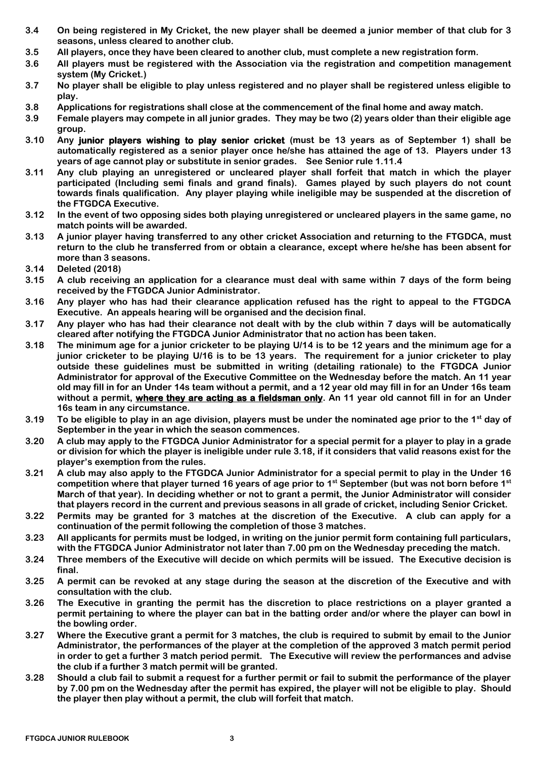**3.4 On being registered in My Cricket, the new player shall be deemed a junior member of that club for 3 seasons, unless cleared to another club.**

**3.5 All players, once they have been cleared to another club, must complete a new registration form.**

**3.6 All players must be registered with the Association via the registration and competition management system (My Cricket.)**

**3.7 No player shall be eligible to play unless registered and no player shall be registered unless eligible to play.**

**3.8 Applications for registrations shall close at the commencement of the final home and away match.**

**3.9 Female players may compete in all junior grades. They may be two (2) years older than their eligible age group.**

**3.10 Any junior players wishing to play senior cricket (must be 13 years as of September 1) shall be automatically registered as a senior player once he/she has attained the age of 13. Players under 13 years of age cannot play or substitute in senior grades. See Senior rule 1.11.4**

**3.11 Any club playing an unregistered or uncleared player shall forfeit that match in which the player participated (Including semi finals and grand finals). Games played by such players do not count towards finals qualification. Any player playing while ineligible may be suspended at the discretion of the FTGDCA Executive.**

**3.12 In the event of two opposing sides both playing unregistered or uncleared players in the same game, no match points will be awarded.**

**3.13 A junior player having transferred to any other cricket Association and returning to the FTGDCA, must return to the club he transferred from or obtain a clearance, except where he/she has been absent for more than 3 seasons.**

**3.14 Deleted (2018)**

**3.15 A club receiving an application for a clearance must deal with same within 7 days of the form being received by the FTGDCA Junior Administrator.**

**3.16 Any player who has had their clearance application refused has the right to appeal to the FTGDCA Executive. An appeals hearing will be organised and the decision final.**

**3.17 Any player who has had their clearance not dealt with by the club within 7 days will be automatically cleared after notifying the FTGDCA Junior Administrator that no action has been taken.**

**3.18 The minimum age for a junior cricketer to be playing U/14 is to be 12 years and the minimum age for a junior cricketer to be playing U/16 is to be 13 years. The requirement for a junior cricketer to play outside these guidelines must be submitted in writing (detailing rationale) to the FTGDCA Junior Administrator for approval of the Executive Committee on the Wednesday before the match. An 11 year old may fill in for an Under 14s team without a permit, and a 12 year old may fill in for an Under 16s team without a permit, <u>where they are acting as a fieldsman only</u>. An 11 year old cannot fill in for an Under 16s team in any circumstance.**

**3.19 To be eligible to play in an age division, players must be under the nominated age prior to the 1st day of September in the year in which the season commences.**

**3.20 A club may apply to the FTGDCA Junior Administrator for a special permit for a player to play in a grade or division for which the player is ineligible under rule 3.18, if it considers that valid reasons exist for the player's exemption from the rules.**

**3.21 A club may also apply to the FTGDCA Junior Administrator for a special permit to play in the Under 16 competition where that player turned 16 years of age prior to 1st September (but was not born before 1st March of that year). In deciding whether or not to grant a permit, the Junior Administrator will consider that players record in the current and previous seasons in all grade of cricket, including Senior Cricket.**

**3.22 Permits may be granted for 3 matches at the discretion of the Executive. A club can apply for a continuation of the permit following the completion of those 3 matches.**

**3.23 All applicants for permits must be lodged, in writing on the junior permit form containing full particulars, with the FTGDCA Junior Administrator not later than 7.00 pm on the Wednesday preceding the match.**

**3.24 Three members of the Executive will decide on which permits will be issued. The Executive decision is final.**

**3.25 A permit can be revoked at any stage during the season at the discretion of the Executive and with consultation with the club.**

**3.26 The Executive in granting the permit has the discretion to place restrictions on a player granted a permit pertaining to where the player can bat in the batting order and/or where the player can bowl in the bowling order.**

**3.27 Where the Executive grant a permit for 3 matches, the club is required to submit by email to the Junior Administrator, the performances of the player at the completion of the approved 3 match permit period in order to get a further 3 match period permit. The Executive will review the performances and advise the club if a further 3 match permit will be granted.**

**3.28 Should a club fail to submit a request for a further permit or fail to submit the performance of the player by 7.00 pm on the Wednesday after the permit has expired, the player will not be eligible to play. Should the player then play without a permit, the club will forfeit that match.**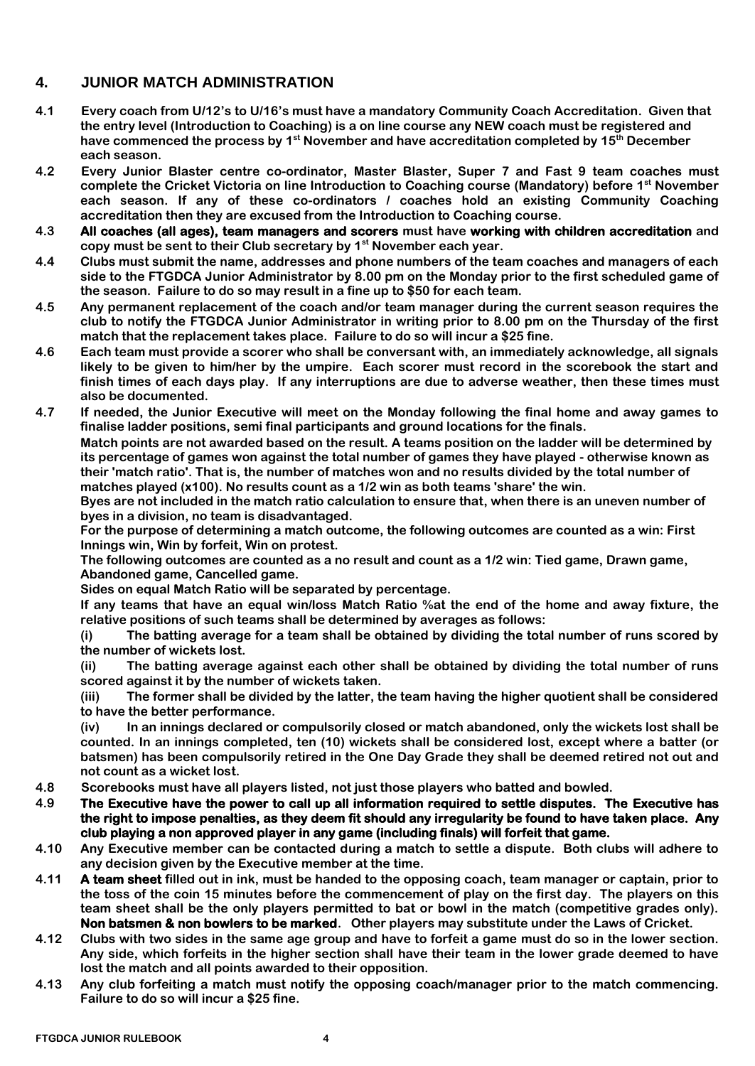## 4. JUNIOR MATCH ADMINISTRATION

**4.1** **Every coach from U/12's to U/16's must have a mandatory Community Coach Accreditation. Given that the entry level (Introduction to Coaching) is a on line course any NEW coach must be registered and have commenced the process by 1st November and have accreditation completed by 15th December each season.**

**4.2** **Every Junior Blaster centre co-ordinator, Master Blaster, Super 7 and Fast 9 team coaches must complete the Cricket Victoria on line Introduction to Coaching course (Mandatory) before 1st November each season. If any of these co-ordinators / coaches hold an existing Community Coaching accreditation then they are excused from the Introduction to Coaching course.**

**4.3** **All coaches (all ages), team managers and scorers must have working with children accreditation and copy must be sent to their Club secretary by 1st November each year.**

**4.4** **Clubs must submit the name, addresses and phone numbers of the team coaches and managers of each side to the FTGDCA Junior Administrator by 8.00 pm on the Monday prior to the first scheduled game of the season. Failure to do so may result in a fine up to $50 for each team.**

**4.5** **Any permanent replacement of the coach and/or team manager during the current season requires the club to notify the FTGDCA Junior Administrator in writing prior to 8.00 pm on the Thursday of the first match that the replacement takes place. Failure to do so will incur a $25 fine.**

**4.6** **Each team must provide a scorer who shall be conversant with, an immediately acknowledge, all signals likely to be given to him/her by the umpire. Each scorer must record in the scorebook the start and finish times of each days play. If any interruptions are due to adverse weather, then these times must also be documented.**

**4.7** **If needed, the Junior Executive will meet on the Monday following the final home and away games to finalise ladder positions, semi final participants and ground locations for the finals.**

**Match points are not awarded based on the result. A teams position on the ladder will be determined by its percentage of games won against the total number of games they have played - otherwise known as their 'match ratio'. That is, the number of matches won and no results divided by the total number of matches played (x100). No results count as a 1/2 win as both teams 'share' the win.**

**Byes are not included in the match ratio calculation to ensure that, when there is an uneven number of byes in a division, no team is disadvantaged.**

**For the purpose of determining a match outcome, the following outcomes are counted as a win: First Innings win, Win by forfeit, Win on protest.**

**The following outcomes are counted as a no result and count as a 1/2 win: Tied game, Drawn game, Abandoned game, Cancelled game.**

**Sides on equal Match Ratio will be separated by percentage.**

**If any teams that have an equal win/loss Match Ratio %at the end of the home and away fixture, the relative positions of such teams shall be determined by averages as follows:**

**(i)** **The batting average for a team shall be obtained by dividing the total number of runs scored by the number of wickets lost.**

**(ii)** **The batting average against each other shall be obtained by dividing the total number of runs scored against it by the number of wickets taken.**

**(iii)** **The former shall be divided by the latter, the team having the higher quotient shall be considered to have the better performance.**

**(iv)** **In an innings declared or compulsorily closed or match abandoned, only the wickets lost shall be counted. In an innings completed, ten (10) wickets shall be considered lost, except where a batter (or batsmen) has been compulsorily retired in the One Day Grade they shall be deemed retired not out and not count as a wicket lost.**

**4.8** **Scorebooks must have all players listed, not just those players who batted and bowled.**

**4.9** **The Executive have the power to call up all information required to settle disputes. The Executive has the right to impose penalties, as they deem fit should any irregularity be found to have taken place. Any club playing a non approved player in any game (including finals) will forfeit that game.**

**4.10** **Any Executive member can be contacted during a match to settle a dispute. Both clubs will adhere to any decision given by the Executive member at the time.**

**4.11** **A team sheet filled out in ink, must be handed to the opposing coach, team manager or captain, prior to the toss of the coin 15 minutes before the commencement of play on the first day. The players on this team sheet shall be the only players permitted to bat or bowl in the match (competitive grades only). Non batsmen & non bowlers to be marked. Other players may substitute under the Laws of Cricket.**

**4.12** **Clubs with two sides in the same age group and have to forfeit a game must do so in the lower section. Any side, which forfeits in the higher section shall have their team in the lower grade deemed to have lost the match and all points awarded to their opposition.**

**4.13** **Any club forfeiting a match must notify the opposing coach/manager prior to the match commencing. Failure to do so will incur a $25 fine.**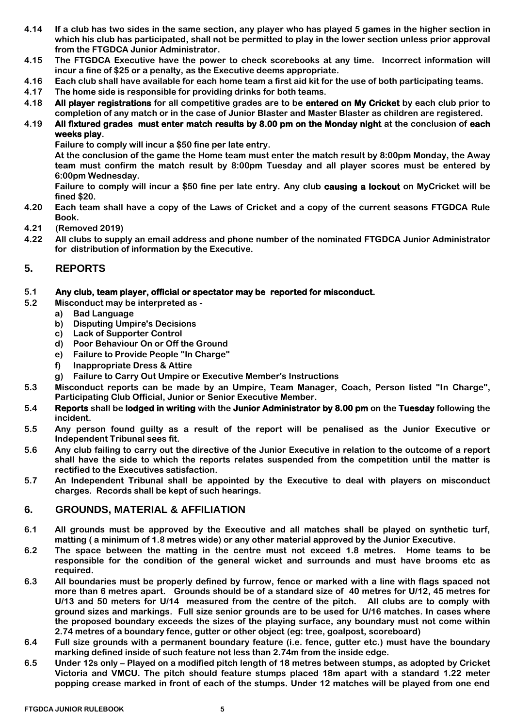**4.14 If a club has two sides in the same section, any player who has played 5 games in the higher section in which his club has participated, shall not be permitted to play in the lower section unless prior approval from the FTGDCA Junior Administrator.**

**4.15 The FTGDCA Executive have the power to check scorebooks at any time. Incorrect information will incur a fine of $25 or a penalty, as the Executive deems appropriate.**

**4.16 Each club shall have available for each home team a first aid kit for the use of both participating teams.**

**4.17 The home side is responsible for providing drinks for both teams.**

**4.18 All player registrations for all competitive grades are to be entered on My Cricket by each club prior to completion of any match or in the case of Junior Blaster and Master Blaster as children are registered.**

**4.19 All fixtured grades must enter match results by 8.00 pm on the Monday night at the conclusion of each weeks play.**

**Failure to comply will incur a $50 fine per late entry.**

**At the conclusion of the game the Home team must enter the match result by 8:00pm Monday, the Away team must confirm the match result by 8:00pm Tuesday and all player scores must be entered by 6:00pm Wednesday.**

**Failure to comply will incur a $50 fine per late entry. Any club causing a lockout on MyCricket will be fined $20.**

**4.20 Each team shall have a copy of the Laws of Cricket and a copy of the current seasons FTGDCA Rule Book.**

**4.21 (Removed 2019)**

**4.22 All clubs to supply an email address and phone number of the nominated FTGDCA Junior Administrator for distribution of information by the Executive.**

## 5. REPORTS

**5.1 Any club, team player, official or spectator may be reported for misconduct.**

**5.2 Misconduct may be interpreted as -**

- **a) Bad Language**
- **b) Disputing Umpire's Decisions**
- **c) Lack of Supporter Control**
- **d) Poor Behaviour On or Off the Ground**
- **e) Failure to Provide People "In Charge"**
- **f) Inappropriate Dress & Attire**
- **g) Failure to Carry Out Umpire or Executive Member's Instructions**

**5.3 Misconduct reports can be made by an Umpire, Team Manager, Coach, Person listed "In Charge", Participating Club Official, Junior or Senior Executive Member.**

**5.4 Reports shall be lodged in writing with the Junior Administrator by 8.00 pm on the Tuesday following the incident.**

**5.5 Any person found guilty as a result of the report will be penalised as the Junior Executive or Independent Tribunal sees fit.**

**5.6 Any club failing to carry out the directive of the Junior Executive in relation to the outcome of a report shall have the side to which the reports relates suspended from the competition until the matter is rectified to the Executives satisfaction.**

**5.7 An Independent Tribunal shall be appointed by the Executive to deal with players on misconduct charges. Records shall be kept of such hearings.**

## 6. GROUNDS, MATERIAL & AFFILIATION

**6.1 All grounds must be approved by the Executive and all matches shall be played on synthetic turf, matting ( a minimum of 1.8 metres wide) or any other material approved by the Junior Executive.**

**6.2 The space between the matting in the centre must not exceed 1.8 metres. Home teams to be responsible for the condition of the general wicket and surrounds and must have brooms etc as required.**

**6.3 All boundaries must be properly defined by furrow, fence or marked with a line with flags spaced not more than 6 metres apart. Grounds should be of a standard size of 40 metres for U/12, 45 metres for U/13 and 50 meters for U/14 measured from the centre of the pitch. All clubs are to comply with ground sizes and markings. Full size senior grounds are to be used for U/16 matches. In cases where the proposed boundary exceeds the sizes of the playing surface, any boundary must not come within 2.74 metres of a boundary fence, gutter or other object (eg: tree, goalpost, scoreboard)**

**6.4 Full size grounds with a permanent boundary feature (i.e. fence, gutter etc.) must have the boundary marking defined inside of such feature not less than 2.74m from the inside edge.**

**6.5 Under 12s only – Played on a modified pitch length of 18 metres between stumps, as adopted by Cricket Victoria and VMCU. The pitch should feature stumps placed 18m apart with a standard 1.22 meter popping crease marked in front of each of the stumps. Under 12 matches will be played from one end**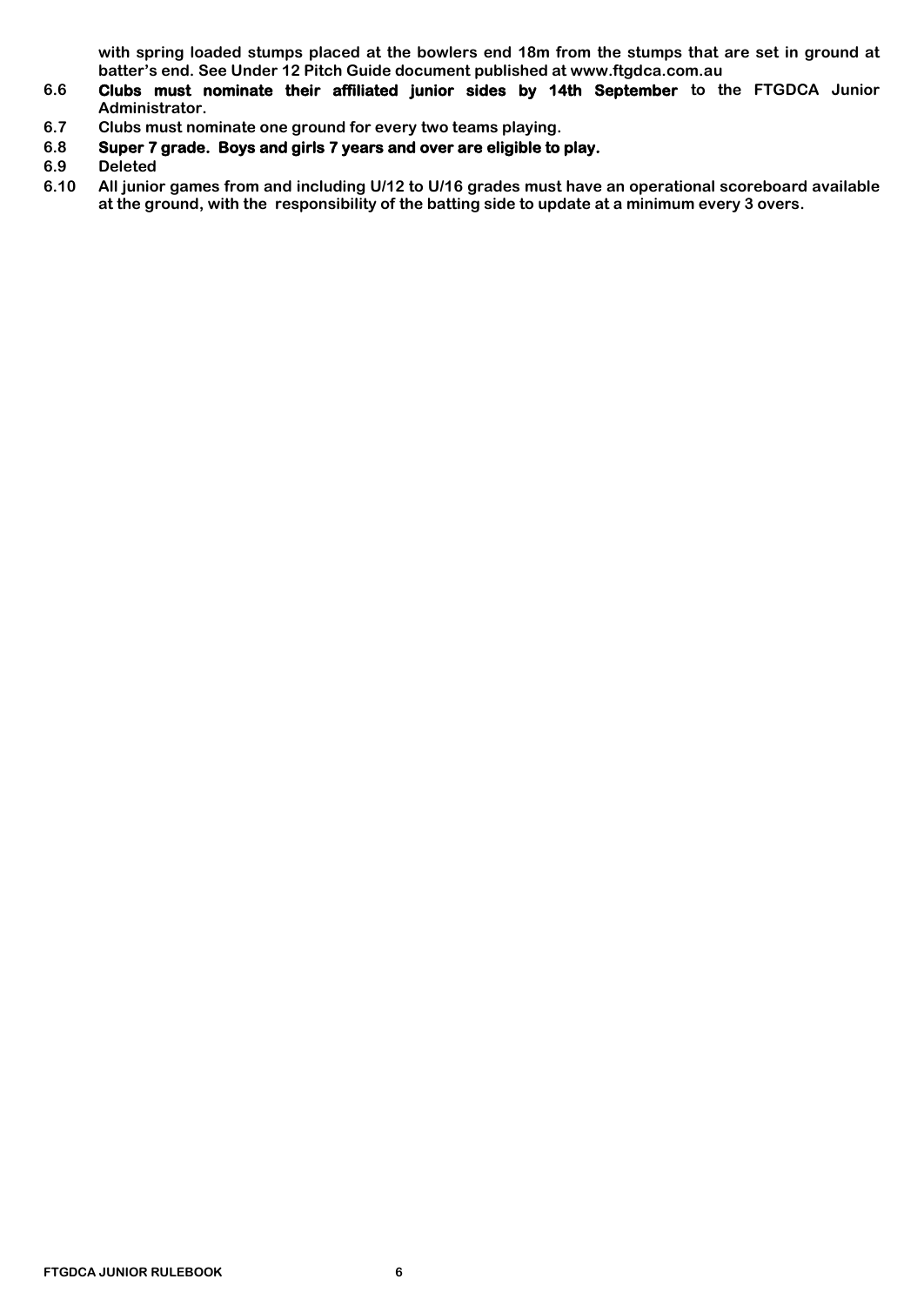**with spring loaded stumps placed at the bowlers end 18m from the stumps that are set in ground at batter's end. See Under 12 Pitch Guide document published at www.ftgdca.com.au**

**6.6 Clubs must nominate their affiliated junior sides by 14th September to the FTGDCA Junior Administrator.**

**6.7 Clubs must nominate one ground for every two teams playing.**

**6.8 Super 7 grade. Boys and girls 7 years and over are eligible to play.**

**6.9 Deleted**

**6.10 All junior games from and including U/12 to U/16 grades must have an operational scoreboard available at the ground, with the responsibility of the batting side to update at a minimum every 3 overs.**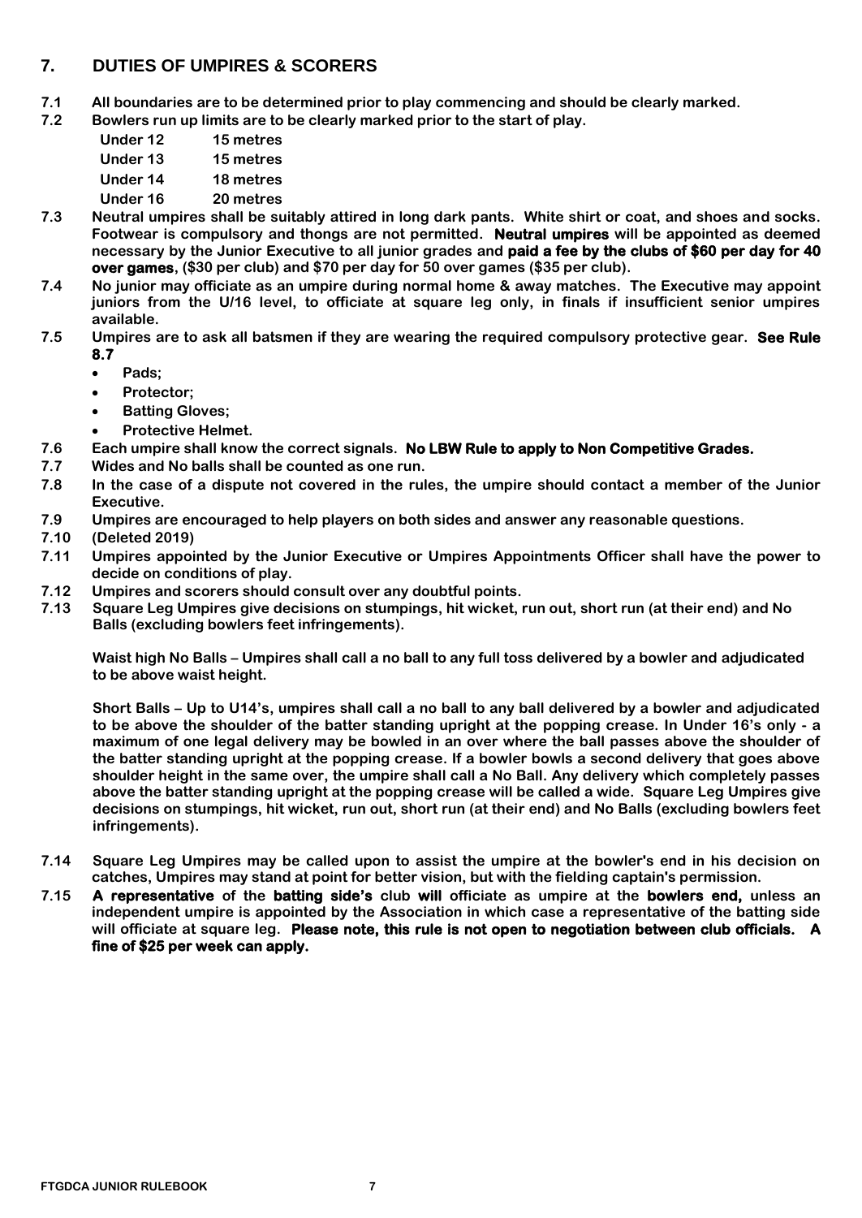## 7. DUTIES OF UMPIRES & SCORERS

**7.1** **All boundaries are to be determined prior to play commencing and should be clearly marked.**

**7.2** **Bowlers run up limits are to be clearly marked prior to the start of play.**

| | |
|---|---|
| **Under 12** | **15 metres** |
| **Under 13** | **15 metres** |
| **Under 14** | **18 metres** |
| **Under 16** | **20 metres** |

**7.3** **Neutral umpires shall be suitably attired in long dark pants. White shirt or coat, and shoes and socks. Footwear is compulsory and thongs are not permitted. Neutral umpires will be appointed as deemed necessary by the Junior Executive to all junior grades and paid a fee by the clubs of $60 per day for 40 over games, ($30 per club) and $70 per day for 50 over games ($35 per club).**

**7.4** **No junior may officiate as an umpire during normal home & away matches. The Executive may appoint juniors from the U/16 level, to officiate at square leg only, in finals if insufficient senior umpires available.**

**7.5** **Umpires are to ask all batsmen if they are wearing the required compulsory protective gear. See Rule 8.7**

- **Pads;**
- **Protector;**
- **Batting Gloves;**
- **Protective Helmet.**

**7.6** **Each umpire shall know the correct signals. No LBW Rule to apply to Non Competitive Grades.**

**7.7** **Wides and No balls shall be counted as one run.**

**7.8** **In the case of a dispute not covered in the rules, the umpire should contact a member of the Junior Executive.**

**7.9** **Umpires are encouraged to help players on both sides and answer any reasonable questions.**

**7.10** **(Deleted 2019)**

**7.11** **Umpires appointed by the Junior Executive or Umpires Appointments Officer shall have the power to decide on conditions of play.**

**7.12** **Umpires and scorers should consult over any doubtful points.**

**7.13** **Square Leg Umpires give decisions on stumpings, hit wicket, run out, short run (at their end) and No Balls (excluding bowlers feet infringements).**

**Waist high No Balls – Umpires shall call a no ball to any full toss delivered by a bowler and adjudicated to be above waist height.**

**Short Balls – Up to U14's, umpires shall call a no ball to any ball delivered by a bowler and adjudicated to be above the shoulder of the batter standing upright at the popping crease. In Under 16's only - a maximum of one legal delivery may be bowled in an over where the ball passes above the shoulder of the batter standing upright at the popping crease. If a bowler bowls a second delivery that goes above shoulder height in the same over, the umpire shall call a No Ball. Any delivery which completely passes above the batter standing upright at the popping crease will be called a wide. Square Leg Umpires give decisions on stumpings, hit wicket, run out, short run (at their end) and No Balls (excluding bowlers feet infringements).**

**7.14** **Square Leg Umpires may be called upon to assist the umpire at the bowler's end in his decision on catches, Umpires may stand at point for better vision, but with the fielding captain's permission.**

**7.15** **A representative of the batting side's club will officiate as umpire at the bowlers end, unless an independent umpire is appointed by the Association in which case a representative of the batting side will officiate at square leg. Please note, this rule is not open to negotiation between club officials. A fine of $25 per week can apply.**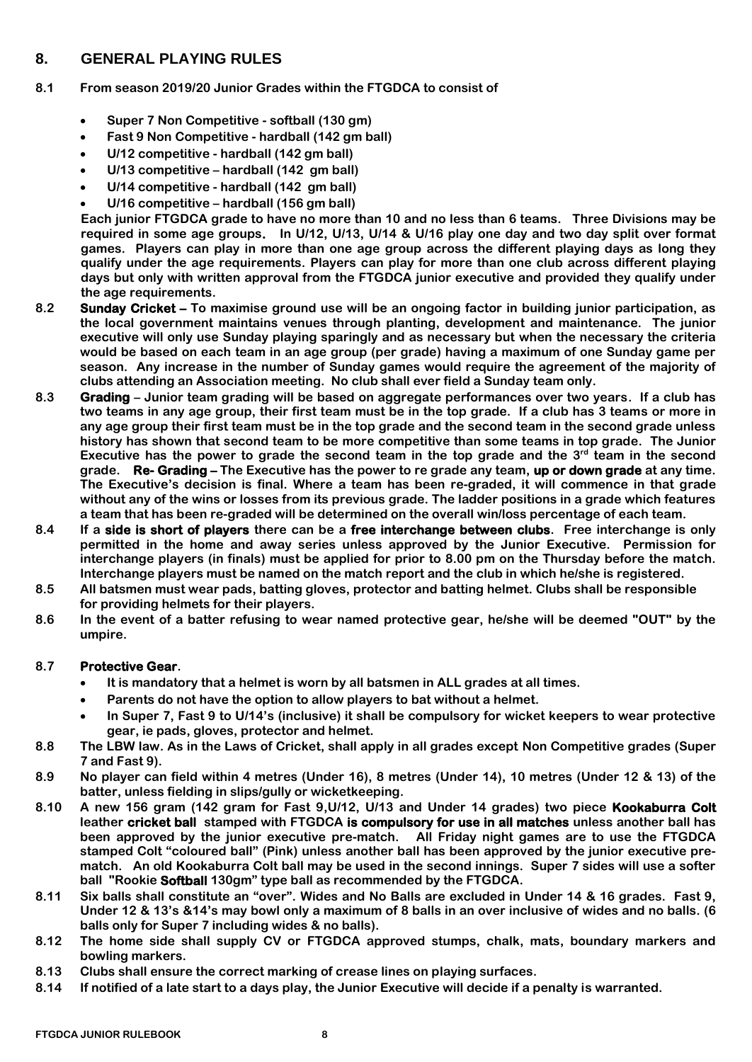## 8. GENERAL PLAYING RULES

**8.1 From season 2019/20 Junior Grades within the FTGDCA to consist of**

- **Super 7 Non Competitive - softball (130 gm)**
- **Fast 9 Non Competitive - hardball (142 gm ball)**
- **U/12 competitive - hardball (142 gm ball)**
- **U/13 competitive – hardball (142 gm ball)**
- **U/14 competitive - hardball (142 gm ball)**
- **U/16 competitive – hardball (156 gm ball)**

**Each junior FTGDCA grade to have no more than 10 and no less than 6 teams. Three Divisions may be required in some age groups. In U/12, U/13, U/14 & U/16 play one day and two day split over format games. Players can play in more than one age group across the different playing days as long they qualify under the age requirements. Players can play for more than one club across different playing days but only with written approval from the FTGDCA junior executive and provided they qualify under the age requirements.**

**8.2 Sunday Cricket – To maximise ground use will be an ongoing factor in building junior participation, as the local government maintains venues through planting, development and maintenance. The junior executive will only use Sunday playing sparingly and as necessary but when the necessary the criteria would be based on each team in an age group (per grade) having a maximum of one Sunday game per season. Any increase in the number of Sunday games would require the agreement of the majority of clubs attending an Association meeting. No club shall ever field a Sunday team only.**

**8.3 Grading – Junior team grading will be based on aggregate performances over two years. If a club has two teams in any age group, their first team must be in the top grade. If a club has 3 teams or more in any age group their first team must be in the top grade and the second team in the second grade unless history has shown that second team to be more competitive than some teams in top grade. The Junior Executive has the power to grade the second team in the top grade and the 3rd team in the second grade. Re- Grading – The Executive has the power to re grade any team, up or down grade at any time. The Executive's decision is final. Where a team has been re-graded, it will commence in that grade without any of the wins or losses from its previous grade. The ladder positions in a grade which features a team that has been re-graded will be determined on the overall win/loss percentage of each team.**

**8.4 If a side is short of players there can be a free interchange between clubs. Free interchange is only permitted in the home and away series unless approved by the Junior Executive. Permission for interchange players (in finals) must be applied for prior to 8.00 pm on the Thursday before the match. Interchange players must be named on the match report and the club in which he/she is registered.**

**8.5 All batsmen must wear pads, batting gloves, protector and batting helmet. Clubs shall be responsible for providing helmets for their players.**

**8.6 In the event of a batter refusing to wear named protective gear, he/she will be deemed "OUT" by the umpire.**

**8.7 Protective Gear.**

- **It is mandatory that a helmet is worn by all batsmen in ALL grades at all times.**
- **Parents do not have the option to allow players to bat without a helmet.**
- **In Super 7, Fast 9 to U/14's (inclusive) it shall be compulsory for wicket keepers to wear protective gear, ie pads, gloves, protector and helmet.**

**8.8 The LBW law. As in the Laws of Cricket, shall apply in all grades except Non Competitive grades (Super 7 and Fast 9).**

**8.9 No player can field within 4 metres (Under 16), 8 metres (Under 14), 10 metres (Under 12 & 13) of the batter, unless fielding in slips/gully or wicketkeeping.**

**8.10 A new 156 gram (142 gram for Fast 9,U/12, U/13 and Under 14 grades) two piece Kookaburra Colt leather cricket ball stamped with FTGDCA is compulsory for use in all matches unless another ball has been approved by the junior executive pre-match. All Friday night games are to use the FTGDCA stamped Colt "coloured ball" (Pink) unless another ball has been approved by the junior executive pre-match. An old Kookaburra Colt ball may be used in the second innings. Super 7 sides will use a softer ball "Rookie Softball 130gm" type ball as recommended by the FTGDCA.**

**8.11 Six balls shall constitute an "over". Wides and No Balls are excluded in Under 14 & 16 grades. Fast 9, Under 12 & 13's &14's may bowl only a maximum of 8 balls in an over inclusive of wides and no balls. (6 balls only for Super 7 including wides & no balls).**

**8.12 The home side shall supply CV or FTGDCA approved stumps, chalk, mats, boundary markers and bowling markers.**

**8.13 Clubs shall ensure the correct marking of crease lines on playing surfaces.**

**8.14 If notified of a late start to a days play, the Junior Executive will decide if a penalty is warranted.**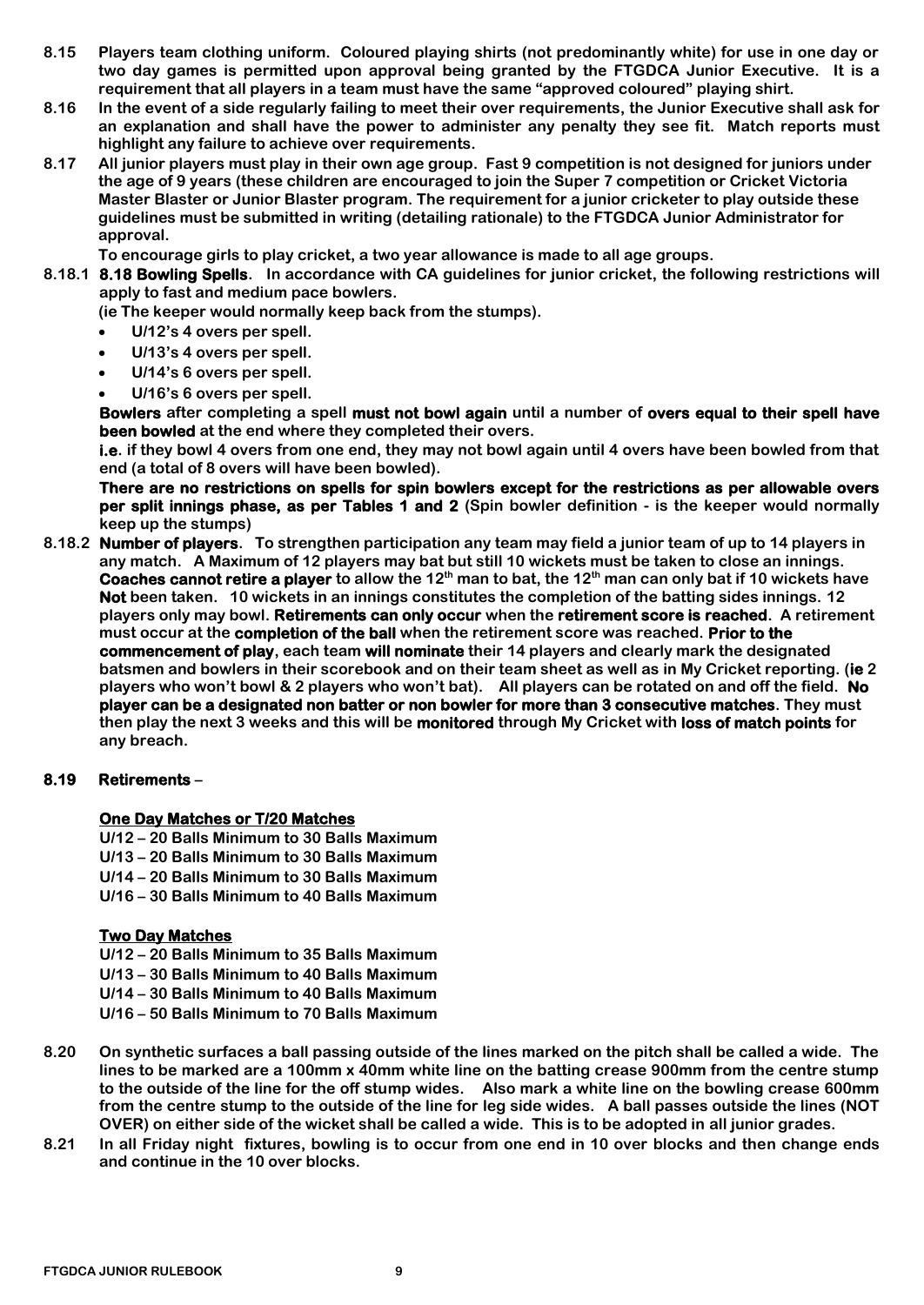**8.15 Players team clothing uniform. Coloured playing shirts (not predominantly white) for use in one day or two day games is permitted upon approval being granted by the FTGDCA Junior Executive. It is a requirement that all players in a team must have the same "approved coloured" playing shirt.**

**8.16 In the event of a side regularly failing to meet their over requirements, the Junior Executive shall ask for an explanation and shall have the power to administer any penalty they see fit. Match reports must highlight any failure to achieve over requirements.**

**8.17 All junior players must play in their own age group. Fast 9 competition is not designed for juniors under the age of 9 years (these children are encouraged to join the Super 7 competition or Cricket Victoria Master Blaster or Junior Blaster program. The requirement for a junior cricketer to play outside these guidelines must be submitted in writing (detailing rationale) to the FTGDCA Junior Administrator for approval.**

**To encourage girls to play cricket, a two year allowance is made to all age groups.**

**8.18.1 8.18 Bowling Spells. In accordance with CA guidelines for junior cricket, the following restrictions will apply to fast and medium pace bowlers.**

**(ie The keeper would normally keep back from the stumps).**

- **U/12's 4 overs per spell.**
- **U/13's 4 overs per spell.**
- **U/14's 6 overs per spell.**
- **U/16's 6 overs per spell.**

**Bowlers after completing a spell must not bowl again until a number of overs equal to their spell have been bowled at the end where they completed their overs.**

**i.e. if they bowl 4 overs from one end, they may not bowl again until 4 overs have been bowled from that end (a total of 8 overs will have been bowled).**

**There are no restrictions on spells for spin bowlers except for the restrictions as per allowable overs per split innings phase, as per Tables 1 and 2 (Spin bowler definition - is the keeper would normally keep up the stumps)**

**8.18.2 Number of players. To strengthen participation any team may field a junior team of up to 14 players in any match. A Maximum of 12 players may bat but still 10 wickets must be taken to close an innings. Coaches cannot retire a player to allow the 12th man to bat, the 12th man can only bat if 10 wickets have Not been taken. 10 wickets in an innings constitutes the completion of the batting sides innings. 12 players only may bowl. Retirements can only occur when the retirement score is reached. A retirement must occur at the completion of the ball when the retirement score was reached. Prior to the commencement of play, each team will nominate their 14 players and clearly mark the designated batsmen and bowlers in their scorebook and on their team sheet as well as in My Cricket reporting. (ie 2 players who won't bowl & 2 players who won't bat). All players can be rotated on and off the field. No player can be a designated non batter or non bowler for more than 3 consecutive matches. They must then play the next 3 weeks and this will be monitored through My Cricket with loss of match points for any breach.**

**8.19 Retirements –**

**One Day Matches or T/20 Matches**

**U/12 – 20 Balls Minimum to 30 Balls Maximum**
**U/13 – 20 Balls Minimum to 30 Balls Maximum**
**U/14 – 20 Balls Minimum to 30 Balls Maximum**
**U/16 – 30 Balls Minimum to 40 Balls Maximum**

**Two Day Matches**

**U/12 – 20 Balls Minimum to 35 Balls Maximum**
**U/13 – 30 Balls Minimum to 40 Balls Maximum**
**U/14 – 30 Balls Minimum to 40 Balls Maximum**
**U/16 – 50 Balls Minimum to 70 Balls Maximum**

**8.20 On synthetic surfaces a ball passing outside of the lines marked on the pitch shall be called a wide. The lines to be marked are a 100mm x 40mm white line on the batting crease 900mm from the centre stump to the outside of the line for the off stump wides. Also mark a white line on the bowling crease 600mm from the centre stump to the outside of the line for leg side wides. A ball passes outside the lines (NOT OVER) on either side of the wicket shall be called a wide. This is to be adopted in all junior grades.**

**8.21 In all Friday night fixtures, bowling is to occur from one end in 10 over blocks and then change ends and continue in the 10 over blocks.**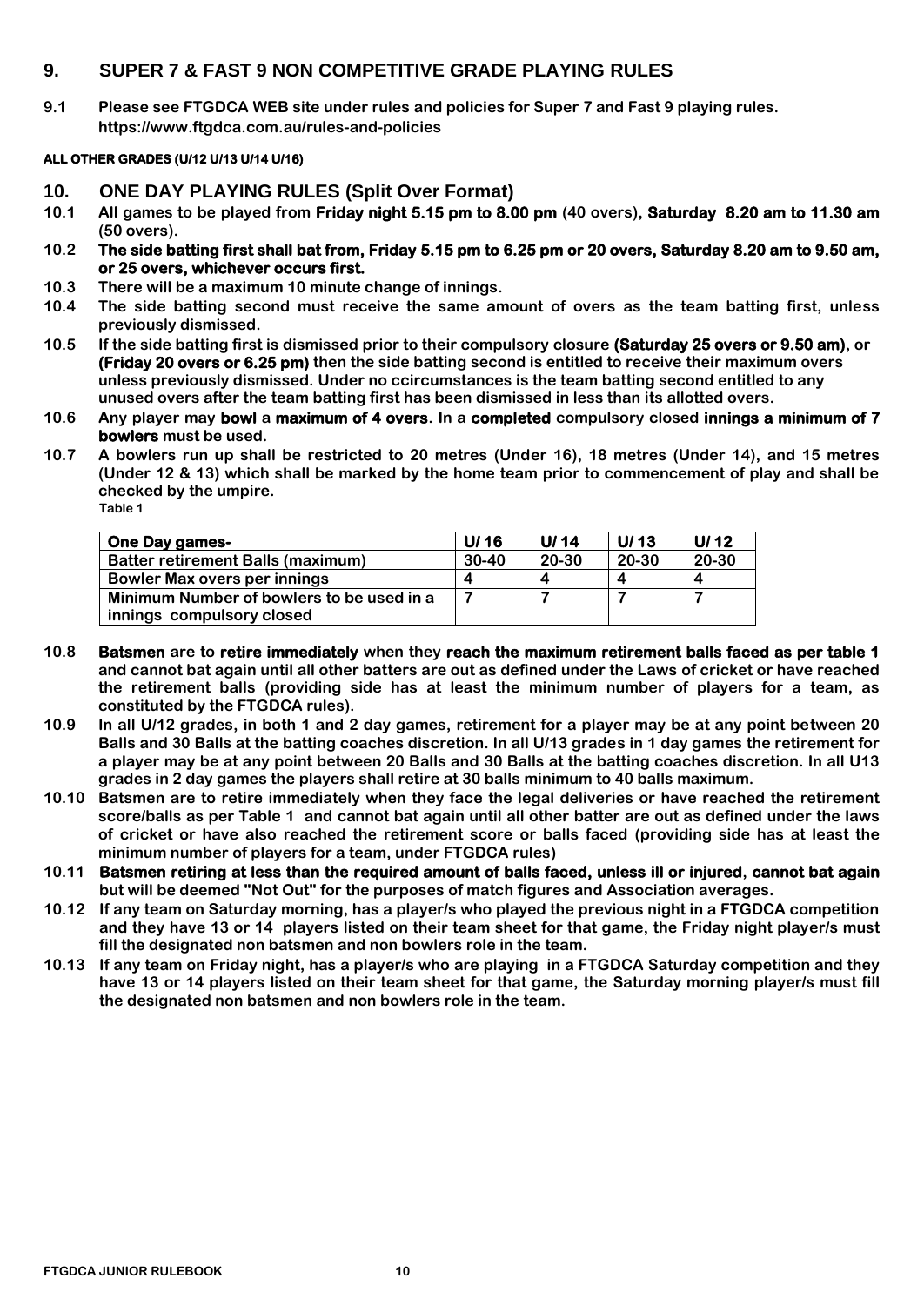## 9. SUPER 7 & FAST 9 NON COMPETITIVE GRADE PLAYING RULES

**9.1 Please see FTGDCA WEB site under rules and policies for Super 7 and Fast 9 playing rules. https://www.ftgdca.com.au/rules-and-policies**

**ALL OTHER GRADES (U/12 U/13 U/14 U/16)**

## 10. ONE DAY PLAYING RULES (Split Over Format)

**10.1 All games to be played from Friday night 5.15 pm to 8.00 pm (40 overs), Saturday 8.20 am to 11.30 am (50 overs).**

**10.2 The side batting first shall bat from, Friday 5.15 pm to 6.25 pm or 20 overs, Saturday 8.20 am to 9.50 am, or 25 overs, whichever occurs first.**

**10.3 There will be a maximum 10 minute change of innings.**

**10.4 The side batting second must receive the same amount of overs as the team batting first, unless previously dismissed.**

**10.5 If the side batting first is dismissed prior to their compulsory closure (Saturday 25 overs or 9.50 am), or (Friday 20 overs or 6.25 pm) then the side batting second is entitled to receive their maximum overs unless previously dismissed. Under no ccircumstances is the team batting second entitled to any unused overs after the team batting first has been dismissed in less than its allotted overs.**

**10.6 Any player may bowl a maximum of 4 overs. In a completed compulsory closed innings a minimum of 7 bowlers must be used.**

**10.7 A bowlers run up shall be restricted to 20 metres (Under 16), 18 metres (Under 14), and 15 metres (Under 12 & 13) which shall be marked by the home team prior to commencement of play and shall be checked by the umpire.**

**Table 1**

| One Day games- | U/ 16 | U/ 14 | U/ 13 | U/ 12 |
|---|---|---|---|---|
| Batter retirement Balls (maximum) | 30-40 | 20-30 | 20-30 | 20-30 |
| Bowler Max overs per innings | 4 | 4 | 4 | 4 |
| Minimum Number of bowlers to be used in a innings compulsory closed | 7 | 7 | 7 | 7 |

**10.8 Batsmen are to retire immediately when they reach the maximum retirement balls faced as per table 1 and cannot bat again until all other batters are out as defined under the Laws of cricket or have reached the retirement balls (providing side has at least the minimum number of players for a team, as constituted by the FTGDCA rules).**

**10.9 In all U/12 grades, in both 1 and 2 day games, retirement for a player may be at any point between 20 Balls and 30 Balls at the batting coaches discretion. In all U/13 grades in 1 day games the retirement for a player may be at any point between 20 Balls and 30 Balls at the batting coaches discretion. In all U13 grades in 2 day games the players shall retire at 30 balls minimum to 40 balls maximum.**

**10.10 Batsmen are to retire immediately when they face the legal deliveries or have reached the retirement score/balls as per Table 1 and cannot bat again until all other batter are out as defined under the laws of cricket or have also reached the retirement score or balls faced (providing side has at least the minimum number of players for a team, under FTGDCA rules)**

**10.11 Batsmen retiring at less than the required amount of balls faced, unless ill or injured, cannot bat again but will be deemed "Not Out" for the purposes of match figures and Association averages.**

**10.12 If any team on Saturday morning, has a player/s who played the previous night in a FTGDCA competition and they have 13 or 14 players listed on their team sheet for that game, the Friday night player/s must fill the designated non batsmen and non bowlers role in the team.**

**10.13 If any team on Friday night, has a player/s who are playing in a FTGDCA Saturday competition and they have 13 or 14 players listed on their team sheet for that game, the Saturday morning player/s must fill the designated non batsmen and non bowlers role in the team.**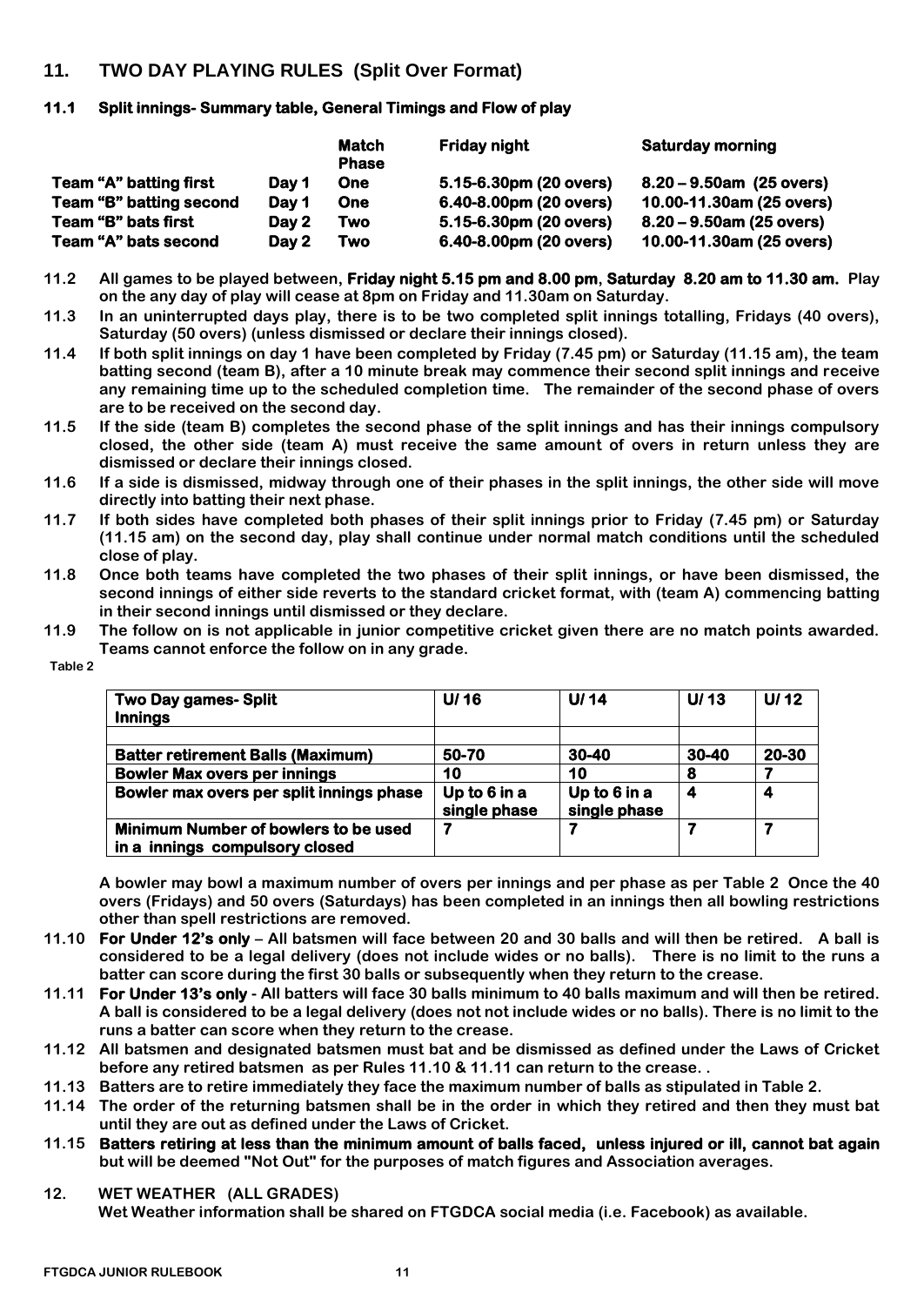## 11. TWO DAY PLAYING RULES (Split Over Format)

### 11.1 Split innings- Summary table, General Timings and Flow of play

| | | Match Phase | Friday night | Saturday morning |
|---|---|---|---|---|
| **Team "A" batting first** | **Day 1** | **One** | **5.15-6.30pm (20 overs)** | **8.20 – 9.50am (25 overs)** |
| **Team "B" batting second** | **Day 1** | **One** | **6.40-8.00pm (20 overs)** | **10.00-11.30am (25 overs)** |
| **Team "B" bats first** | **Day 2** | **Two** | **5.15-6.30pm (20 overs)** | **8.20 – 9.50am (25 overs)** |
| **Team "A" bats second** | **Day 2** | **Two** | **6.40-8.00pm (20 overs)** | **10.00-11.30am (25 overs)** |

**11.2** All games to be played between, **Friday night 5.15 pm and 8.00 pm**, **Saturday 8.20 am to 11.30 am.** Play on the any day of play will cease at 8pm on Friday and 11.30am on Saturday.

**11.3** In an uninterrupted days play, there is to be two completed split innings totalling, Fridays (40 overs), Saturday (50 overs) (unless dismissed or declare their innings closed).

**11.4** If both split innings on day 1 have been completed by Friday (7.45 pm) or Saturday (11.15 am), the team batting second (team B), after a 10 minute break may commence their second split innings and receive any remaining time up to the scheduled completion time. The remainder of the second phase of overs are to be received on the second day.

**11.5** If the side (team B) completes the second phase of the split innings and has their innings compulsory closed, the other side (team A) must receive the same amount of overs in return unless they are dismissed or declare their innings closed.

**11.6** If a side is dismissed, midway through one of their phases in the split innings, the other side will move directly into batting their next phase.

**11.7** If both sides have completed both phases of their split innings prior to Friday (7.45 pm) or Saturday (11.15 am) on the second day, play shall continue under normal match conditions until the scheduled close of play.

**11.8** Once both teams have completed the two phases of their split innings, or have been dismissed, the second innings of either side reverts to the standard cricket format, with (team A) commencing batting in their second innings until dismissed or they declare.

**11.9** The follow on is not applicable in junior competitive cricket given there are no match points awarded. Teams cannot enforce the follow on in any grade.

**Table 2**

| Two Day games- Split Innings | U/ 16 | U/ 14 | U/ 13 | U/ 12 |
|---|---|---|---|---|
| | | | | |
| **Batter retirement Balls (Maximum)** | **50-70** | **30-40** | **30-40** | **20-30** |
| **Bowler Max overs per innings** | **10** | **10** | **8** | **7** |
| **Bowler max overs per split innings phase** | **Up to 6 in a single phase** | **Up to 6 in a single phase** | **4** | **4** |
| **Minimum Number of bowlers to be used in a innings compulsory closed** | **7** | **7** | **7** | **7** |

A bowler may bowl a maximum number of overs per innings and per phase as per Table 2 Once the 40 overs (Fridays) and 50 overs (Saturdays) has been completed in an innings then all bowling restrictions other than spell restrictions are removed.

**11.10** **For Under 12's only** – All batsmen will face between 20 and 30 balls and will then be retired. A ball is considered to be a legal delivery (does not include wides or no balls). There is no limit to the runs a batter can score during the first 30 balls or subsequently when they return to the crease.

**11.11** **For Under 13's only** - All batters will face 30 balls minimum to 40 balls maximum and will then be retired. A ball is considered to be a legal delivery (does not not include wides or no balls). There is no limit to the runs a batter can score when they return to the crease.

**11.12** All batsmen and designated batsmen must bat and be dismissed as defined under the Laws of Cricket before any retired batsmen as per Rules 11.10 & 11.11 can return to the crease. .

**11.13** Batters are to retire immediately they face the maximum number of balls as stipulated in Table 2.

**11.14** The order of the returning batsmen shall be in the order in which they retired and then they must bat until they are out as defined under the Laws of Cricket.

**11.15** **Batters retiring at less than the minimum amount of balls faced, unless injured or ill, cannot bat again** but will be deemed "Not Out" for the purposes of match figures and Association averages.

## 12. WET WEATHER (ALL GRADES)

Wet Weather information shall be shared on FTGDCA social media (i.e. Facebook) as available.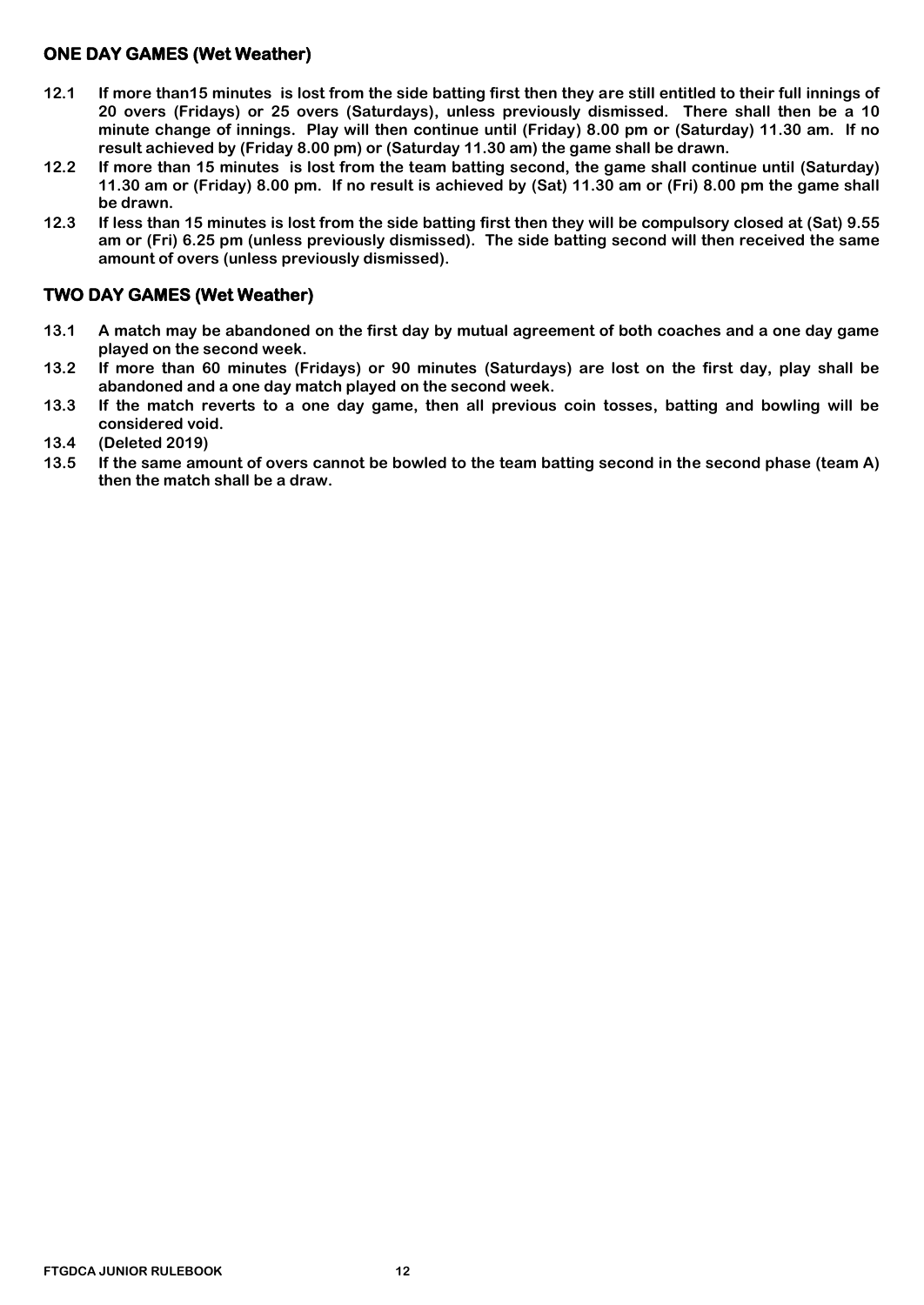## ONE DAY GAMES (Wet Weather)

**12.1 If more than15 minutes is lost from the side batting first then they are still entitled to their full innings of 20 overs (Fridays) or 25 overs (Saturdays), unless previously dismissed. There shall then be a 10 minute change of innings. Play will then continue until (Friday) 8.00 pm or (Saturday) 11.30 am. If no result achieved by (Friday 8.00 pm) or (Saturday 11.30 am) the game shall be drawn.**

**12.2 If more than 15 minutes is lost from the team batting second, the game shall continue until (Saturday) 11.30 am or (Friday) 8.00 pm. If no result is achieved by (Sat) 11.30 am or (Fri) 8.00 pm the game shall be drawn.**

**12.3 If less than 15 minutes is lost from the side batting first then they will be compulsory closed at (Sat) 9.55 am or (Fri) 6.25 pm (unless previously dismissed). The side batting second will then received the same amount of overs (unless previously dismissed).**

## TWO DAY GAMES (Wet Weather)

**13.1 A match may be abandoned on the first day by mutual agreement of both coaches and a one day game played on the second week.**

**13.2 If more than 60 minutes (Fridays) or 90 minutes (Saturdays) are lost on the first day, play shall be abandoned and a one day match played on the second week.**

**13.3 If the match reverts to a one day game, then all previous coin tosses, batting and bowling will be considered void.**

**13.4 (Deleted 2019)**

**13.5 If the same amount of overs cannot be bowled to the team batting second in the second phase (team A) then the match shall be a draw.**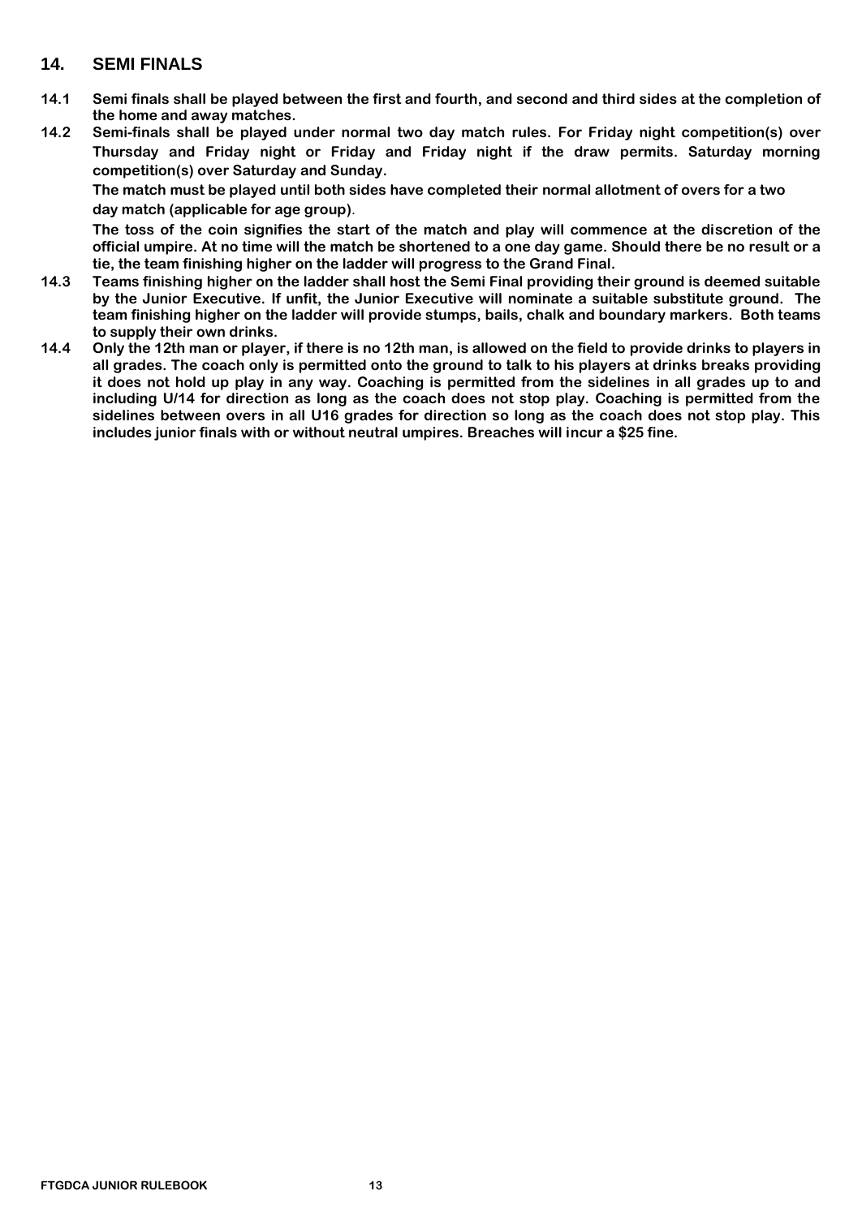## 14. SEMI FINALS

**14.1 Semi finals shall be played between the first and fourth, and second and third sides at the completion of the home and away matches.**

**14.2 Semi-finals shall be played under normal two day match rules. For Friday night competition(s) over Thursday and Friday night or Friday and Friday night if the draw permits. Saturday morning competition(s) over Saturday and Sunday.**

**The match must be played until both sides have completed their normal allotment of overs for a two day match (applicable for age group).**

**The toss of the coin signifies the start of the match and play will commence at the discretion of the official umpire. At no time will the match be shortened to a one day game. Should there be no result or a tie, the team finishing higher on the ladder will progress to the Grand Final.**

**14.3 Teams finishing higher on the ladder shall host the Semi Final providing their ground is deemed suitable by the Junior Executive. If unfit, the Junior Executive will nominate a suitable substitute ground. The team finishing higher on the ladder will provide stumps, bails, chalk and boundary markers. Both teams to supply their own drinks.**

**14.4 Only the 12th man or player, if there is no 12th man, is allowed on the field to provide drinks to players in all grades. The coach only is permitted onto the ground to talk to his players at drinks breaks providing it does not hold up play in any way. Coaching is permitted from the sidelines in all grades up to and including U/14 for direction as long as the coach does not stop play. Coaching is permitted from the sidelines between overs in all U16 grades for direction so long as the coach does not stop play. This includes junior finals with or without neutral umpires. Breaches will incur a $25 fine.**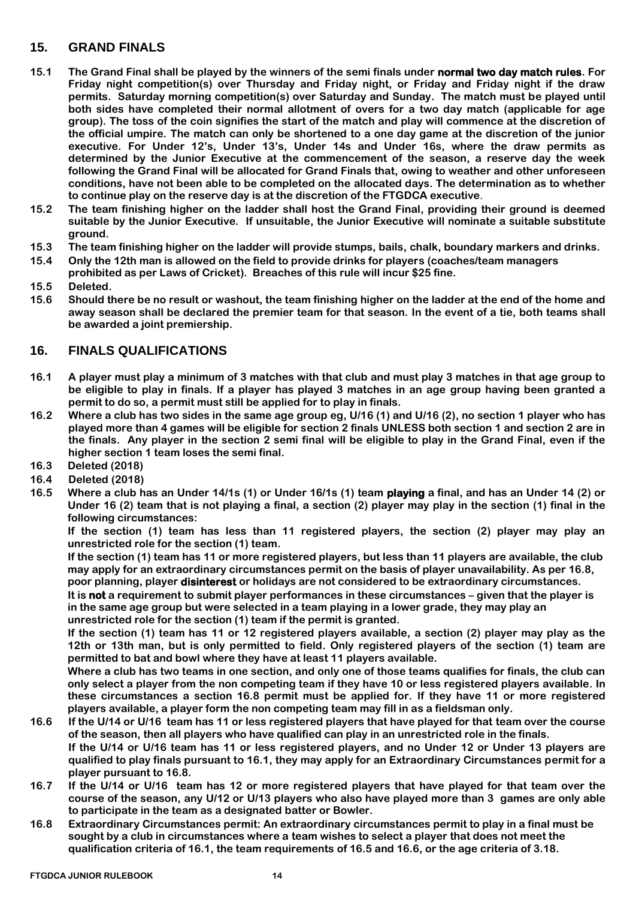## 15. GRAND FINALS

**15.1 The Grand Final shall be played by the winners of the semi finals under normal two day match rules. For Friday night competition(s) over Thursday and Friday night, or Friday and Friday night if the draw permits. Saturday morning competition(s) over Saturday and Sunday. The match must be played until both sides have completed their normal allotment of overs for a two day match (applicable for age group). The toss of the coin signifies the start of the match and play will commence at the discretion of the official umpire. The match can only be shortened to a one day game at the discretion of the junior executive. For Under 12's, Under 13's, Under 14s and Under 16s, where the draw permits as determined by the Junior Executive at the commencement of the season, a reserve day the week following the Grand Final will be allocated for Grand Finals that, owing to weather and other unforeseen conditions, have not been able to be completed on the allocated days. The determination as to whether to continue play on the reserve day is at the discretion of the FTGDCA executive.**

**15.2 The team finishing higher on the ladder shall host the Grand Final, providing their ground is deemed suitable by the Junior Executive. If unsuitable, the Junior Executive will nominate a suitable substitute ground.**

**15.3 The team finishing higher on the ladder will provide stumps, bails, chalk, boundary markers and drinks.**

**15.4 Only the 12th man is allowed on the field to provide drinks for players (coaches/team managers prohibited as per Laws of Cricket). Breaches of this rule will incur $25 fine.**

**15.5 Deleted.**

**15.6 Should there be no result or washout, the team finishing higher on the ladder at the end of the home and away season shall be declared the premier team for that season. In the event of a tie, both teams shall be awarded a joint premiership.**

## 16. FINALS QUALIFICATIONS

**16.1 A player must play a minimum of 3 matches with that club and must play 3 matches in that age group to be eligible to play in finals. If a player has played 3 matches in an age group having been granted a permit to do so, a permit must still be applied for to play in finals.**

**16.2 Where a club has two sides in the same age group eg, U/16 (1) and U/16 (2), no section 1 player who has played more than 4 games will be eligible for section 2 finals UNLESS both section 1 and section 2 are in the finals. Any player in the section 2 semi final will be eligible to play in the Grand Final, even if the higher section 1 team loses the semi final.**

**16.3 Deleted (2018)**

**16.4 Deleted (2018)**

**16.5 Where a club has an Under 14/1s (1) or Under 16/1s (1) team playing a final, and has an Under 14 (2) or Under 16 (2) team that is not playing a final, a section (2) player may play in the section (1) final in the following circumstances:**

**If the section (1) team has less than 11 registered players, the section (2) player may play an unrestricted role for the section (1) team.**

**If the section (1) team has 11 or more registered players, but less than 11 players are available, the club may apply for an extraordinary circumstances permit on the basis of player unavailability. As per 16.8, poor planning, player disinterest or holidays are not considered to be extraordinary circumstances.**

**It is not a requirement to submit player performances in these circumstances – given that the player is in the same age group but were selected in a team playing in a lower grade, they may play an unrestricted role for the section (1) team if the permit is granted.**

**If the section (1) team has 11 or 12 registered players available, a section (2) player may play as the 12th or 13th man, but is only permitted to field. Only registered players of the section (1) team are permitted to bat and bowl where they have at least 11 players available.**

**Where a club has two teams in one section, and only one of those teams qualifies for finals, the club can only select a player from the non competing team if they have 10 or less registered players available. In these circumstances a section 16.8 permit must be applied for. If they have 11 or more registered players available, a player form the non competing team may fill in as a fieldsman only.**

**16.6 If the U/14 or U/16 team has 11 or less registered players that have played for that team over the course of the season, then all players who have qualified can play in an unrestricted role in the finals.**

**If the U/14 or U/16 team has 11 or less registered players, and no Under 12 or Under 13 players are qualified to play finals pursuant to 16.1, they may apply for an Extraordinary Circumstances permit for a player pursuant to 16.8.**

**16.7 If the U/14 or U/16 team has 12 or more registered players that have played for that team over the course of the season, any U/12 or U/13 players who also have played more than 3 games are only able to participate in the team as a designated batter or Bowler.**

**16.8 Extraordinary Circumstances permit: An extraordinary circumstances permit to play in a final must be sought by a club in circumstances where a team wishes to select a player that does not meet the qualification criteria of 16.1, the team requirements of 16.5 and 16.6, or the age criteria of 3.18.**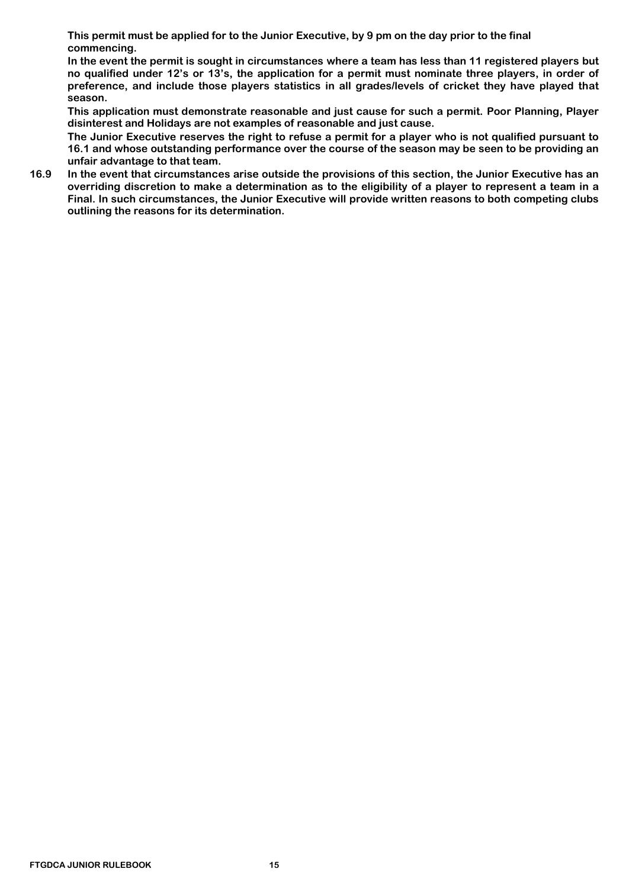**This permit must be applied for to the Junior Executive, by 9 pm on the day prior to the final commencing.**

**In the event the permit is sought in circumstances where a team has less than 11 registered players but no qualified under 12's or 13's, the application for a permit must nominate three players, in order of preference, and include those players statistics in all grades/levels of cricket they have played that season.**

**This application must demonstrate reasonable and just cause for such a permit. Poor Planning, Player disinterest and Holidays are not examples of reasonable and just cause.**

**The Junior Executive reserves the right to refuse a permit for a player who is not qualified pursuant to 16.1 and whose outstanding performance over the course of the season may be seen to be providing an unfair advantage to that team.**

**16.9 In the event that circumstances arise outside the provisions of this section, the Junior Executive has an overriding discretion to make a determination as to the eligibility of a player to represent a team in a Final. In such circumstances, the Junior Executive will provide written reasons to both competing clubs outlining the reasons for its determination.**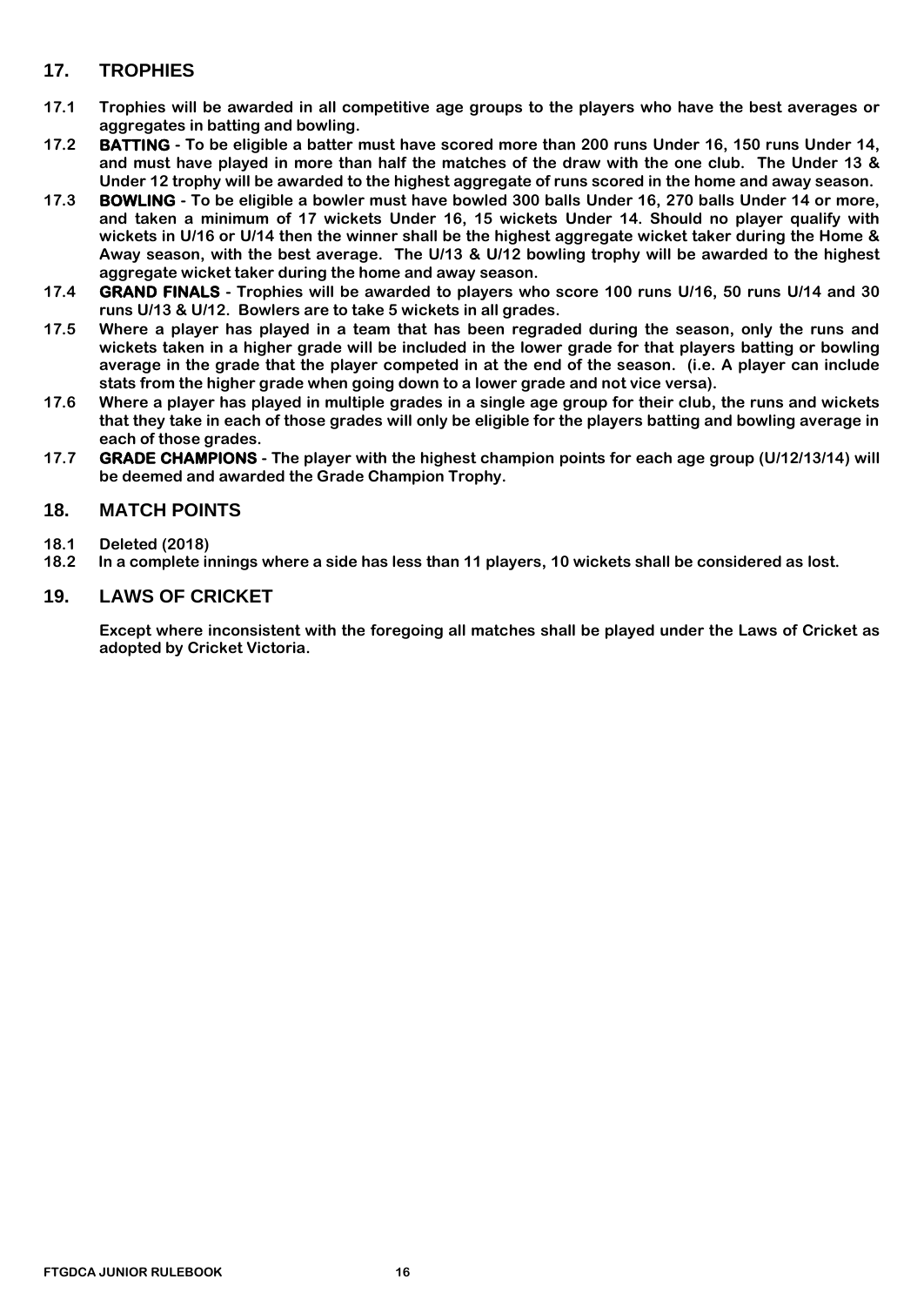## 17. TROPHIES

**17.1 Trophies will be awarded in all competitive age groups to the players who have the best averages or aggregates in batting and bowling.**

**17.2 BATTING - To be eligible a batter must have scored more than 200 runs Under 16, 150 runs Under 14, and must have played in more than half the matches of the draw with the one club. The Under 13 & Under 12 trophy will be awarded to the highest aggregate of runs scored in the home and away season.**

**17.3 BOWLING - To be eligible a bowler must have bowled 300 balls Under 16, 270 balls Under 14 or more, and taken a minimum of 17 wickets Under 16, 15 wickets Under 14. Should no player qualify with wickets in U/16 or U/14 then the winner shall be the highest aggregate wicket taker during the Home & Away season, with the best average. The U/13 & U/12 bowling trophy will be awarded to the highest aggregate wicket taker during the home and away season.**

**17.4 GRAND FINALS - Trophies will be awarded to players who score 100 runs U/16, 50 runs U/14 and 30 runs U/13 & U/12. Bowlers are to take 5 wickets in all grades.**

**17.5 Where a player has played in a team that has been regraded during the season, only the runs and wickets taken in a higher grade will be included in the lower grade for that players batting or bowling average in the grade that the player competed in at the end of the season. (i.e. A player can include stats from the higher grade when going down to a lower grade and not vice versa).**

**17.6 Where a player has played in multiple grades in a single age group for their club, the runs and wickets that they take in each of those grades will only be eligible for the players batting and bowling average in each of those grades.**

**17.7 GRADE CHAMPIONS - The player with the highest champion points for each age group (U/12/13/14) will be deemed and awarded the Grade Champion Trophy.**

## 18. MATCH POINTS

**18.1 Deleted (2018)**

**18.2 In a complete innings where a side has less than 11 players, 10 wickets shall be considered as lost.**

## 19. LAWS OF CRICKET

**Except where inconsistent with the foregoing all matches shall be played under the Laws of Cricket as adopted by Cricket Victoria.**